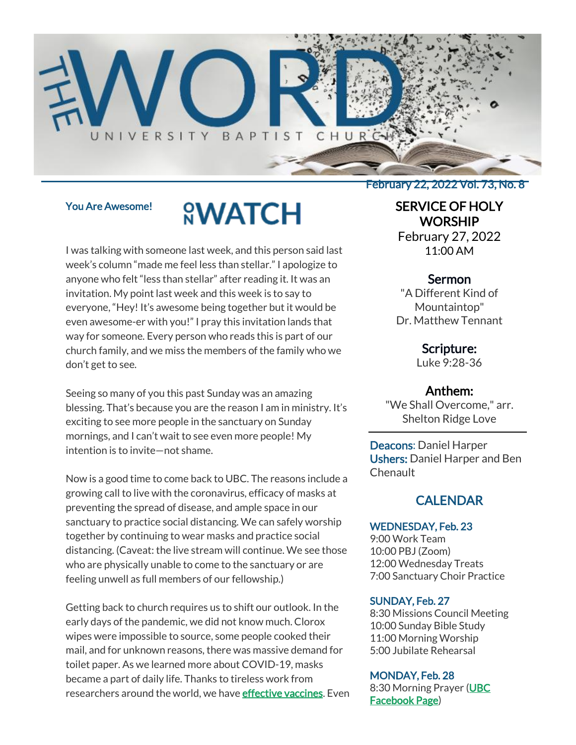# THE WORD

UNIVERSITY BAPTIST CHURCH

February 22, 2022 Vol. 73, No. 8

## ON WATCH

### You Are Awesome!

I was talking with someone last week, and this person said last week's column "made me feel less than stellar." I apologize to anyone who felt "less than stellar" after reading it. It was an invitation. My point last week and this week is to say to everyone, "Hey! It's awesome being together but it would be even awesome-er with you!" I pray this invitation lands that way for someone. Every person who reads this is part of our church family, and we miss the members of the family who we don't get to see.

Seeing so many of you this past Sunday was an amazing blessing. That's because you are the reason I am in ministry. It's exciting to see more people in the sanctuary on Sunday mornings, and I can't wait to see even more people! My intention is to invite—not shame.

Now is a good time to come back to UBC. The reasons include a growing call to live with the coronavirus, efficacy of masks at preventing the spread of disease, and ample space in our sanctuary to practice social distancing. We can safely worship together by continuing to wear masks and practice social distancing. (Caveat: the live stream will continue. We see those who are physically unable to come to the sanctuary or are feeling unwell as full members of our fellowship.)

Getting back to church requires us to shift our outlook. In the early days of the pandemic, we did not know much. Clorox wipes were impossible to source, some people cooked their mail, and for unknown reasons, there was massive demand for toilet paper. As we learned more about COVID-19, masks became a part of daily life. Thanks to tireless work from researchers around the world, we have effective vaccines. Even

## SERVICE OF HOLY WORSHIP

February 27, 2022
11:00 AM

### Sermon

"A Different Kind of Mountaintop"
Dr. Matthew Tennant

### Scripture:

Luke 9:28-36

### Anthem:

"We Shall Overcome," arr. Shelton Ridge Love

---

**Deacons**: Daniel Harper
**Ushers:** Daniel Harper and Ben Chenault

## CALENDAR

### WEDNESDAY, Feb. 23

9:00 Work Team
10:00 PBJ (Zoom)
12:00 Wednesday Treats
7:00 Sanctuary Choir Practice

### SUNDAY, Feb. 27

8:30 Missions Council Meeting
10:00 Sunday Bible Study
11:00 Morning Worship
5:00 Jubilate Rehearsal

### MONDAY, Feb. 28

8:30 Morning Prayer (UBC Facebook Page)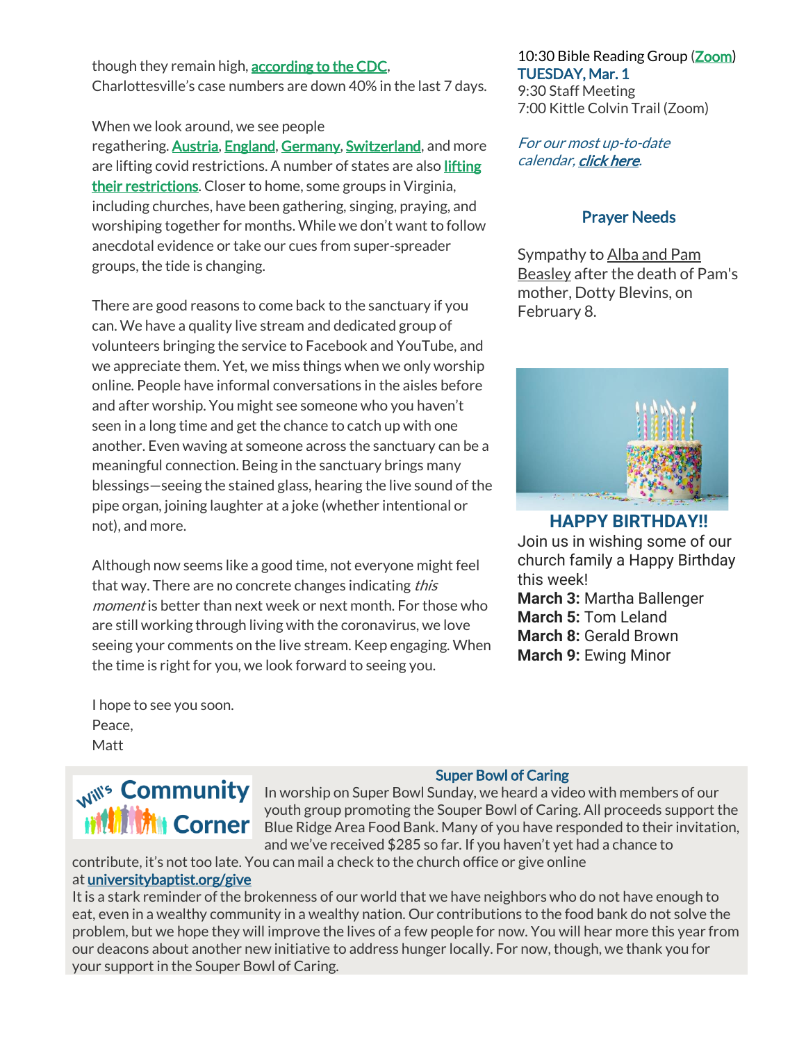though they remain high, according to the CDC, Charlottesville's case numbers are down 40% in the last 7 days.

When we look around, we see people regathering. Austria, England, Germany, Switzerland, and more are lifting covid restrictions. A number of states are also lifting their restrictions. Closer to home, some groups in Virginia, including churches, have been gathering, singing, praying, and worshiping together for months. While we don't want to follow anecdotal evidence or take our cues from super-spreader groups, the tide is changing.

There are good reasons to come back to the sanctuary if you can. We have a quality live stream and dedicated group of volunteers bringing the service to Facebook and YouTube, and we appreciate them. Yet, we miss things when we only worship online. People have informal conversations in the aisles before and after worship. You might see someone who you haven't seen in a long time and get the chance to catch up with one another. Even waving at someone across the sanctuary can be a meaningful connection. Being in the sanctuary brings many blessings—seeing the stained glass, hearing the live sound of the pipe organ, joining laughter at a joke (whether intentional or not), and more.

Although now seems like a good time, not everyone might feel that way. There are no concrete changes indicating *this moment* is better than next week or next month. For those who are still working through living with the coronavirus, we love seeing your comments on the live stream. Keep engaging. When the time is right for you, we look forward to seeing you.

I hope to see you soon.
Peace,
Matt

10:30 Bible Reading Group (Zoom)

**TUESDAY, Mar. 1**
9:30 Staff Meeting
7:00 Kittle Colvin Trail (Zoom)

*For our most up-to-date calendar, click here.*

## Prayer Needs

Sympathy to Alba and Pam Beasley after the death of Pam's mother, Dotty Blevins, on February 8.

## HAPPY BIRTHDAY!!

Join us in wishing some of our church family a Happy Birthday this week!

**March 3:** Martha Ballenger
**March 5:** Tom Leland
**March 8:** Gerald Brown
**March 9:** Ewing Minor

## Will's Community Corner

### Super Bowl of Caring

In worship on Super Bowl Sunday, we heard a video with members of our youth group promoting the Souper Bowl of Caring. All proceeds support the Blue Ridge Area Food Bank. Many of you have responded to their invitation, and we've received $285 so far. If you haven't yet had a chance to contribute, it's not too late. You can mail a check to the church office or give online at universitybaptist.org/give

It is a stark reminder of the brokenness of our world that we have neighbors who do not have enough to eat, even in a wealthy community in a wealthy nation. Our contributions to the food bank do not solve the problem, but we hope they will improve the lives of a few people for now. You will hear more this year from our deacons about another new initiative to address hunger locally. For now, though, we thank you for your support in the Souper Bowl of Caring.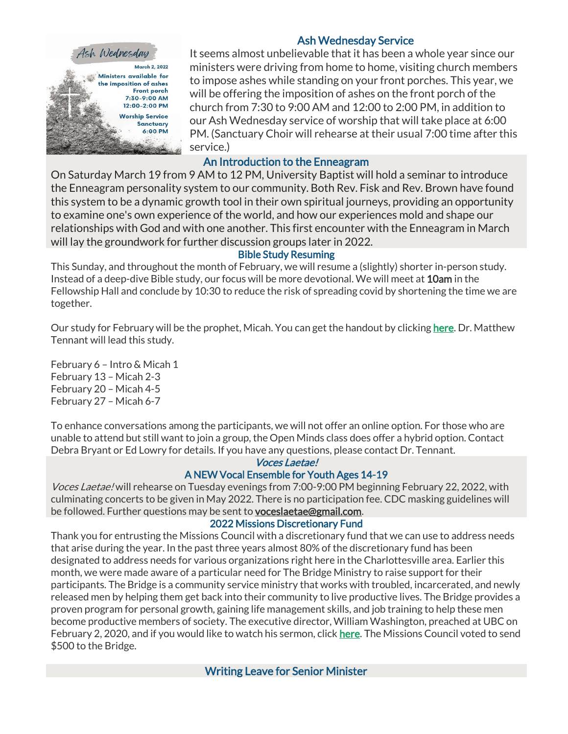## Ash Wednesday Service

It seems almost unbelievable that it has been a whole year since our ministers were driving from home to home, visiting church members to impose ashes while standing on your front porches. This year, we will be offering the imposition of ashes on the front porch of the church from 7:30 to 9:00 AM and 12:00 to 2:00 PM, in addition to our Ash Wednesday service of worship that will take place at 6:00 PM. (Sanctuary Choir will rehearse at their usual 7:00 time after this service.)

## An Introduction to the Enneagram

On Saturday March 19 from 9 AM to 12 PM, University Baptist will hold a seminar to introduce the Enneagram personality system to our community. Both Rev. Fisk and Rev. Brown have found this system to be a dynamic growth tool in their own spiritual journeys, providing an opportunity to examine one's own experience of the world, and how our experiences mold and shape our relationships with God and with one another. This first encounter with the Enneagram in March will lay the groundwork for further discussion groups later in 2022.

## Bible Study Resuming

This Sunday, and throughout the month of February, we will resume a (slightly) shorter in-person study. Instead of a deep-dive Bible study, our focus will be more devotional. We will meet at **10am** in the Fellowship Hall and conclude by 10:30 to reduce the risk of spreading covid by shortening the time we are together.

Our study for February will be the prophet, Micah. You can get the handout by clicking **here**. Dr. Matthew Tennant will lead this study.

February 6 – Intro & Micah 1
February 13 – Micah 2-3
February 20 – Micah 4-5
February 27 – Micah 6-7

To enhance conversations among the participants, we will not offer an online option. For those who are unable to attend but still want to join a group, the Open Minds class does offer a hybrid option. Contact Debra Bryant or Ed Lowry for details. If you have any questions, please contact Dr. Tennant.

## *Voces Laetae!*

### A NEW Vocal Ensemble for Youth Ages 14-19

*Voces Laetae!* will rehearse on Tuesday evenings from 7:00-9:00 PM beginning February 22, 2022, with culminating concerts to be given in May 2022. There is no participation fee. CDC masking guidelines will be followed. Further questions may be sent to **voceslaetae@gmail.com**.

## 2022 Missions Discretionary Fund

Thank you for entrusting the Missions Council with a discretionary fund that we can use to address needs that arise during the year. In the past three years almost 80% of the discretionary fund has been designated to address needs for various organizations right here in the Charlottesville area. Earlier this month, we were made aware of a particular need for The Bridge Ministry to raise support for their participants. The Bridge is a community service ministry that works with troubled, incarcerated, and newly released men by helping them get back into their community to live productive lives. The Bridge provides a proven program for personal growth, gaining life management skills, and job training to help these men become productive members of society. The executive director, William Washington, preached at UBC on February 2, 2020, and if you would like to watch his sermon, click **here**. The Missions Council voted to send $500 to the Bridge.

## Writing Leave for Senior Minister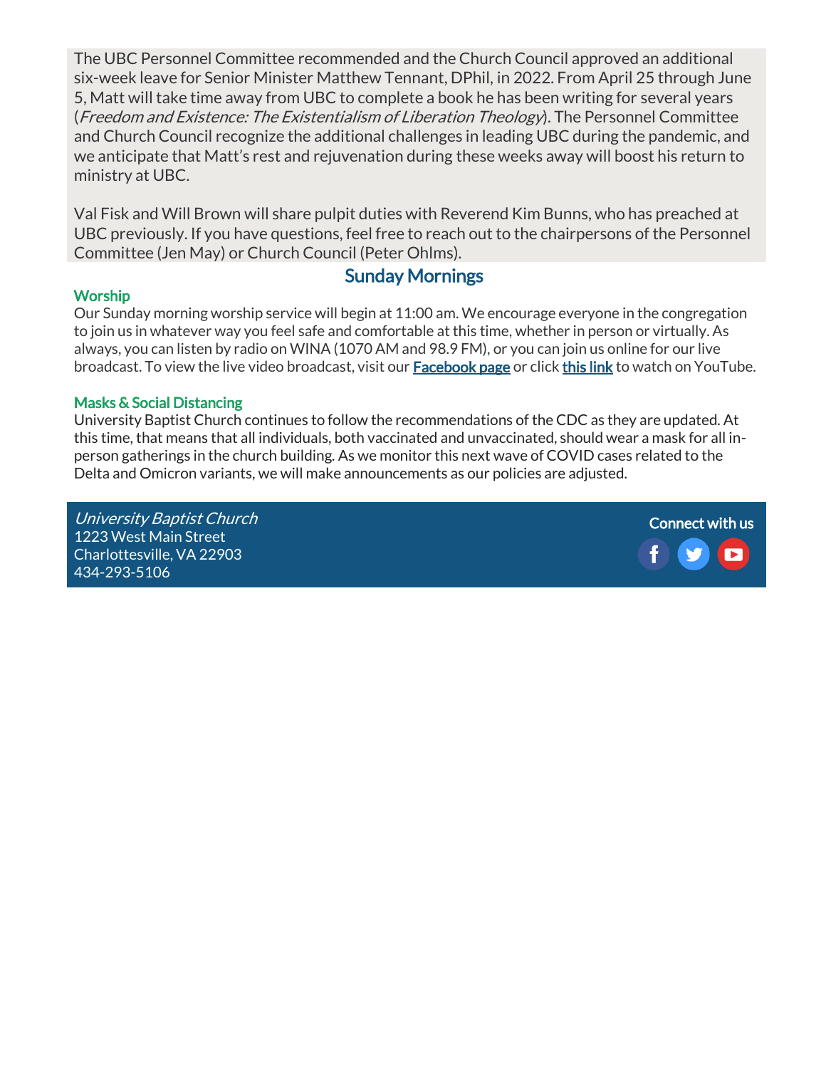The UBC Personnel Committee recommended and the Church Council approved an additional six-week leave for Senior Minister Matthew Tennant, DPhil, in 2022. From April 25 through June 5, Matt will take time away from UBC to complete a book he has been writing for several years (*Freedom and Existence: The Existentialism of Liberation Theology*). The Personnel Committee and Church Council recognize the additional challenges in leading UBC during the pandemic, and we anticipate that Matt's rest and rejuvenation during these weeks away will boost his return to ministry at UBC.

Val Fisk and Will Brown will share pulpit duties with Reverend Kim Bunns, who has preached at UBC previously. If you have questions, feel free to reach out to the chairpersons of the Personnel Committee (Jen May) or Church Council (Peter Ohlms).

## Sunday Mornings

### Worship

Our Sunday morning worship service will begin at 11:00 am. We encourage everyone in the congregation to join us in whatever way you feel safe and comfortable at this time, whether in person or virtually. As always, you can listen by radio on WINA (1070 AM and 98.9 FM), or you can join us online for our live broadcast. To view the live video broadcast, visit our **Facebook page** or click **this link** to watch on YouTube.

### Masks & Social Distancing

University Baptist Church continues to follow the recommendations of the CDC as they are updated. At this time, that means that all individuals, both vaccinated and unvaccinated, should wear a mask for all in-person gatherings in the church building. As we monitor this next wave of COVID cases related to the Delta and Omicron variants, we will make announcements as our policies are adjusted.

*University Baptist Church*
1223 West Main Street
Charlottesville, VA 22903
434-293-5106

Connect with us